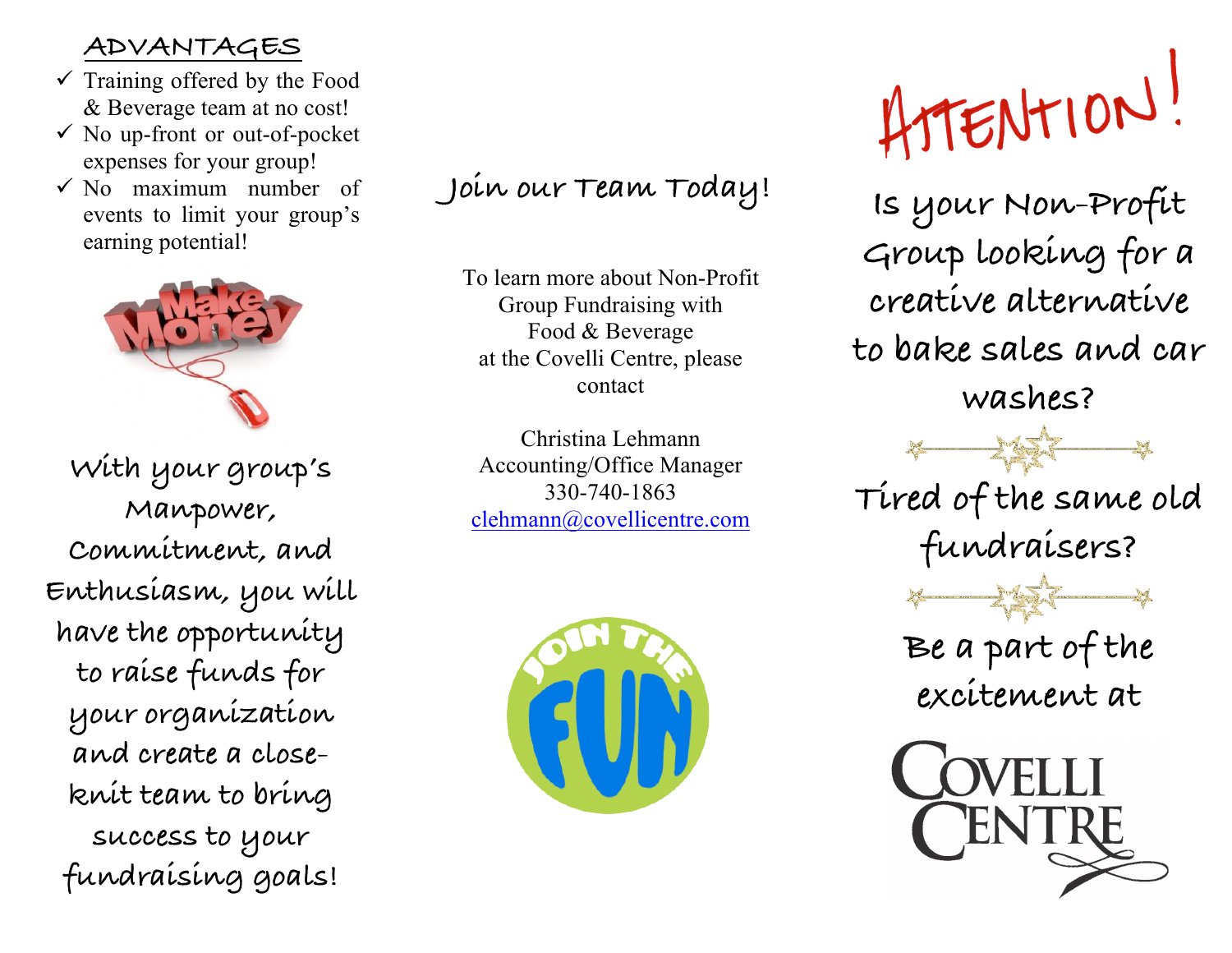## ADVANTAGES

- ✓ Training offered by the Food & Beverage team at no cost!
- ✓ No up-front or out-of-pocket expenses for your group!
- ✓ No maximum number of events to limit your group's earning potential!

With your group's Manpower, Commitment, and Enthusiasm, you will have the opportunity to raise funds for your organization and create a close-knit team to bring success to your fundraising goals!

## Join our Team Today!

To learn more about Non-Profit Group Fundraising with Food & Beverage at the Covelli Centre, please contact

Christina Lehmann
Accounting/Office Manager
330-740-1863
clehmann@covellicentre.com

# ATTENTION!

Is your Non-Profit Group looking for a creative alternative to bake sales and car washes?

Tired of the same old fundraisers?

Be a part of the excitement at

COVELLI CENTRE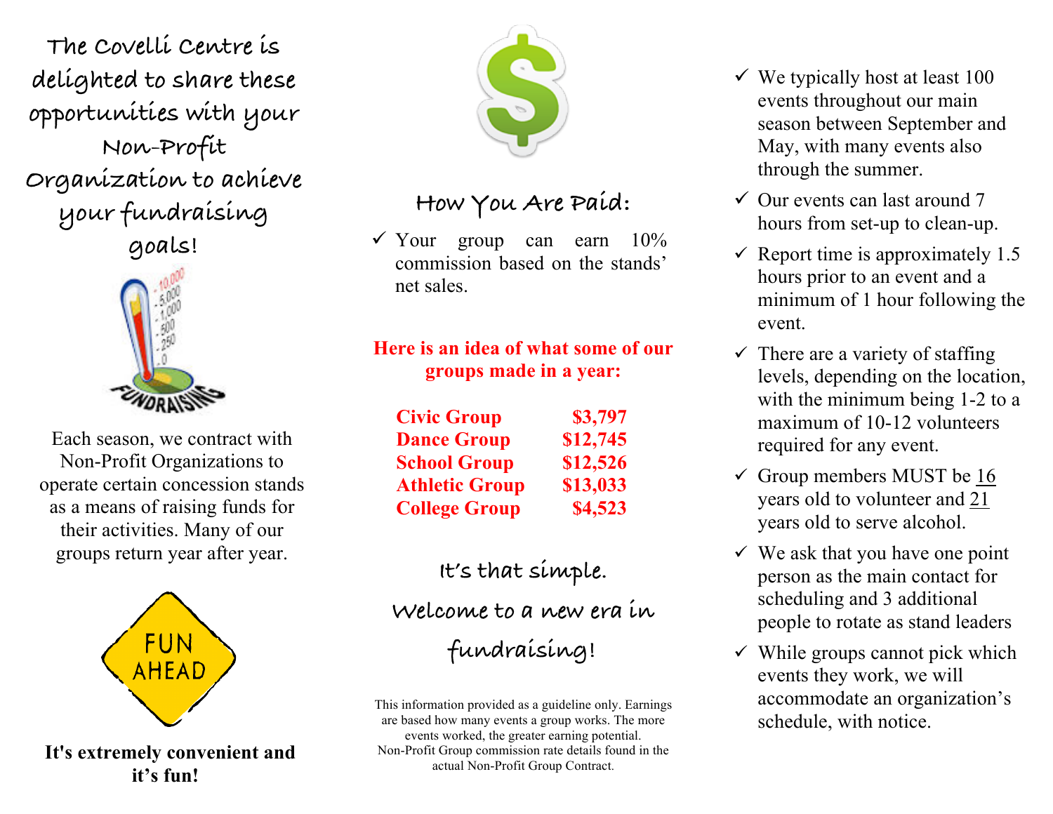# The Covelli Centre is delighted to share these opportunities with your Non-Profit Organization to achieve your fundraising goals!

Each season, we contract with Non-Profit Organizations to operate certain concession stands as a means of raising funds for their activities. Many of our groups return year after year.

**It's extremely convenient and it's fun!**

## How You Are Paid:

- ✓ Your group can earn 10% commission based on the stands' net sales.

**Here is an idea of what some of our groups made in a year:**

| | |
|---|---|
| **Civic Group** | **$3,797** |
| **Dance Group** | **$12,745** |
| **School Group** | **$12,526** |
| **Athletic Group** | **$13,033** |
| **College Group** | **$4,523** |

It's that simple.

Welcome to a new era in fundraising!

This information provided as a guideline only. Earnings are based how many events a group works. The more events worked, the greater earning potential. Non-Profit Group commission rate details found in the actual Non-Profit Group Contract.

- ✓ We typically host at least 100 events throughout our main season between September and May, with many events also through the summer.
- ✓ Our events can last around 7 hours from set-up to clean-up.
- ✓ Report time is approximately 1.5 hours prior to an event and a minimum of 1 hour following the event.
- ✓ There are a variety of staffing levels, depending on the location, with the minimum being 1-2 to a maximum of 10-12 volunteers required for any event.
- ✓ Group members MUST be <u>16</u> years old to volunteer and <u>21</u> years old to serve alcohol.
- ✓ We ask that you have one point person as the main contact for scheduling and 3 additional people to rotate as stand leaders
- ✓ While groups cannot pick which events they work, we will accommodate an organization's schedule, with notice.